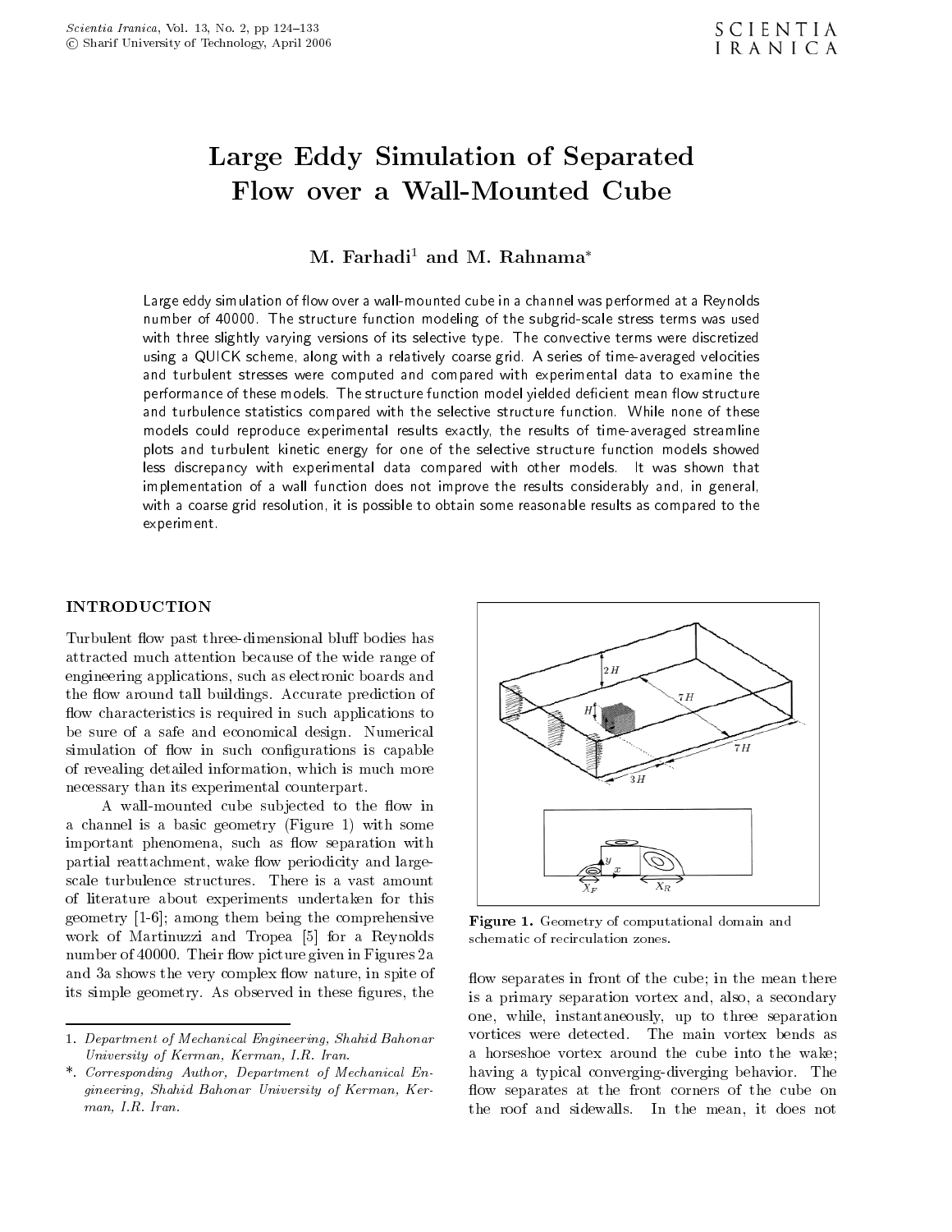# Large Eddy Simulation of Separated Flow over a Wall-Mounted Cube

**M. Farhadi[1] and M. Rahnama***

Large eddy simulation of flow over a wall-mounted cube in a channel was performed at a Reynolds number of 40000. The structure function modeling of the subgrid-scale stress terms was used with three slightly varying versions of its selective type. The convective terms were discretized using a QUICK scheme, along with a relatively coarse grid. A series of time-averaged velocities and turbulent stresses were computed and compared with experimental data to examine the performance of these models. The structure function model yielded deficient mean flow structure and turbulence statistics compared with the selective structure function. While none of these models could reproduce experimental results exactly, the results of time-averaged streamline plots and turbulent kinetic energy for one of the selective structure function models showed less discrepancy with experimental data compared with other models. It was shown that implementation of a wall function does not improve the results considerably and, in general, with a coarse grid resolution, it is possible to obtain some reasonable results as compared to the experiment.

## INTRODUCTION

Turbulent flow past three-dimensional bluff bodies has attracted much attention because of the wide range of engineering applications, such as electronic boards and the flow around tall buildings. Accurate prediction of flow characteristics is required in such applications to be sure of a safe and economical design. Numerical simulation of flow in such configurations is capable of revealing detailed information, which is much more necessary than its experimental counterpart.

A wall-mounted cube subjected to the flow in a channel is a basic geometry (Figure 1) with some important phenomena, such as flow separation with partial reattachment, wake flow periodicity and large-scale turbulence structures. There is a vast amount of literature about experiments undertaken for this geometry [1-6]; among them being the comprehensive work of Martinuzzi and Tropea [5] for a Reynolds number of 40000. Their flow picture given in Figures 2a and 3a shows the very complex flow nature, in spite of its simple geometry. As observed in these figures, the flow separates in front of the cube; in the mean there is a primary separation vortex and, also, a secondary one, while, instantaneously, up to three separation vortices were detected. The main vortex bends as a horseshoe vortex around the cube into the wake; having a typical converging-diverging behavior. The flow separates at the front corners of the cube on the roof and sidewalls. In the mean, it does not

**Figure 1.** Geometry of computational domain and schematic of recirculation zones.

1. *Department of Mechanical Engineering, Shahid Bahonar University of Kerman, Kerman, I.R. Iran.*

\*. *Corresponding Author, Department of Mechanical Engineering, Shahid Bahonar University of Kerman, Kerman, I.R. Iran.*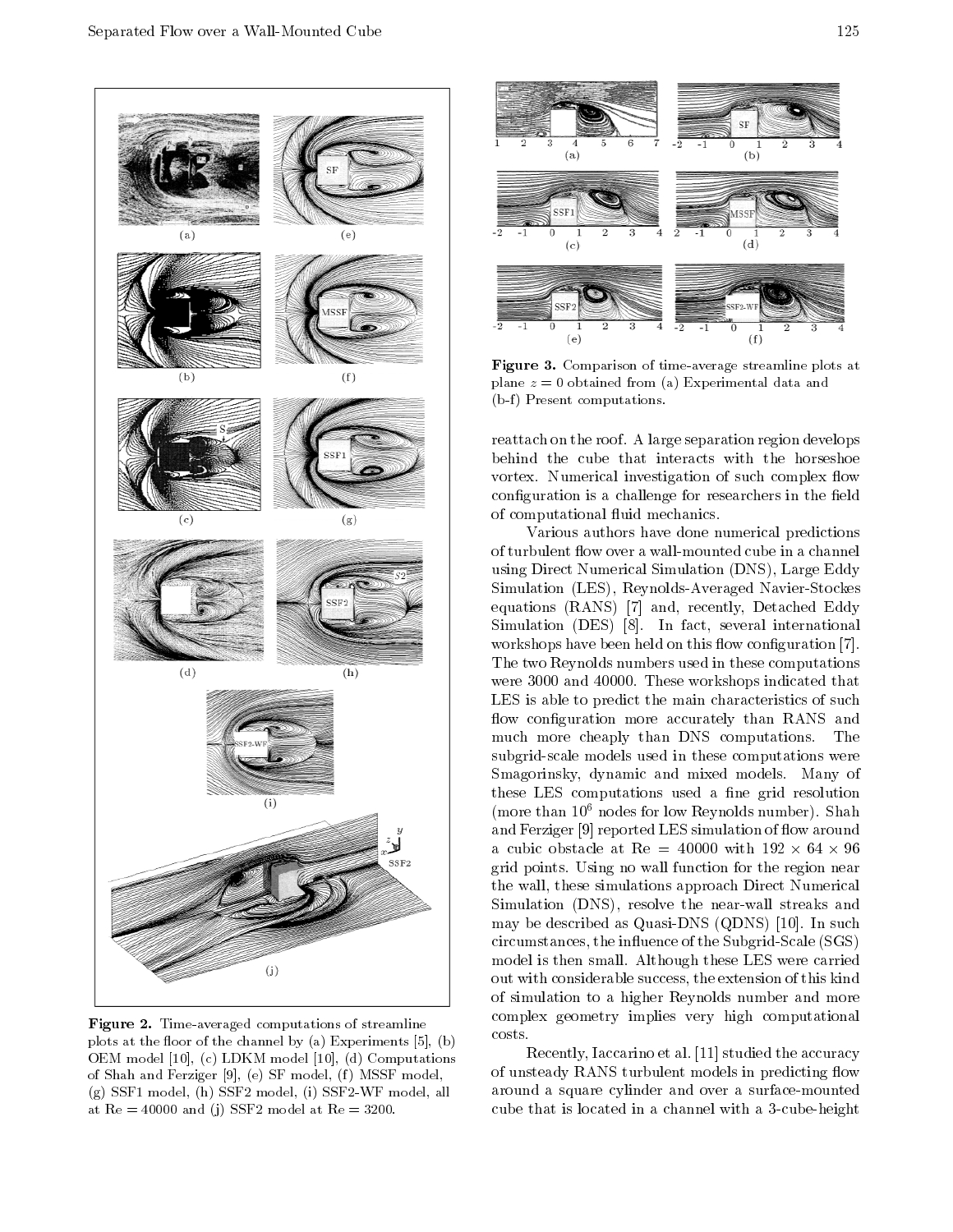Figure 2. Time-averaged computations of streamline plots at the floor of the channel by (a) Experiments [5], (b) OEM model [10], (c) LDKM model [10], (d) Computations of Shah and Ferziger [9], (e) SF model, (f) MSSF model, (g) SSF1 model, (h) SSF2 model, (i) SSF2-WF model, all at Re = 40000 and (j) SSF2 model at Re = 3200.

Figure 3. Comparison of time-average streamline plots at plane $z = 0$ obtained from (a) Experimental data and (b-f) Present computations.

reattach on the roof. A large separation region develops behind the cube that interacts with the horseshoe vortex. Numerical investigation of such complex flow configuration is a challenge for researchers in the field of computational fluid mechanics.

Various authors have done numerical predictions of turbulent flow over a wall-mounted cube in a channel using Direct Numerical Simulation (DNS), Large Eddy Simulation (LES), Reynolds-Averaged Navier-Stockes equations (RANS) [7] and, recently, Detached Eddy Simulation (DES) [8]. In fact, several international workshops have been held on this flow configuration [7]. The two Reynolds numbers used in these computations were 3000 and 40000. These workshops indicated that LES is able to predict the main characteristics of such flow configuration more accurately than RANS and much more cheaply than DNS computations. The subgrid-scale models used in these computations were Smagorinsky, dynamic and mixed models. Many of these LES computations used a fine grid resolution (more than $10^6$ nodes for low Reynolds number). Shah and Ferziger [9] reported LES simulation of flow around a cubic obstacle at Re = 40000 with $192 \times 64 \times 96$ grid points. Using no wall function for the region near the wall, these simulations approach Direct Numerical Simulation (DNS), resolve the near-wall streaks and may be described as Quasi-DNS (QDNS) [10]. In such circumstances, the influence of the Subgrid-Scale (SGS) model is then small. Although these LES were carried out with considerable success, the extension of this kind of simulation to a higher Reynolds number and more complex geometry implies very high computational costs.

Recently, Iaccarino et al. [11] studied the accuracy of unsteady RANS turbulent models in predicting flow around a square cylinder and over a surface-mounted cube that is located in a channel with a 3-cube-height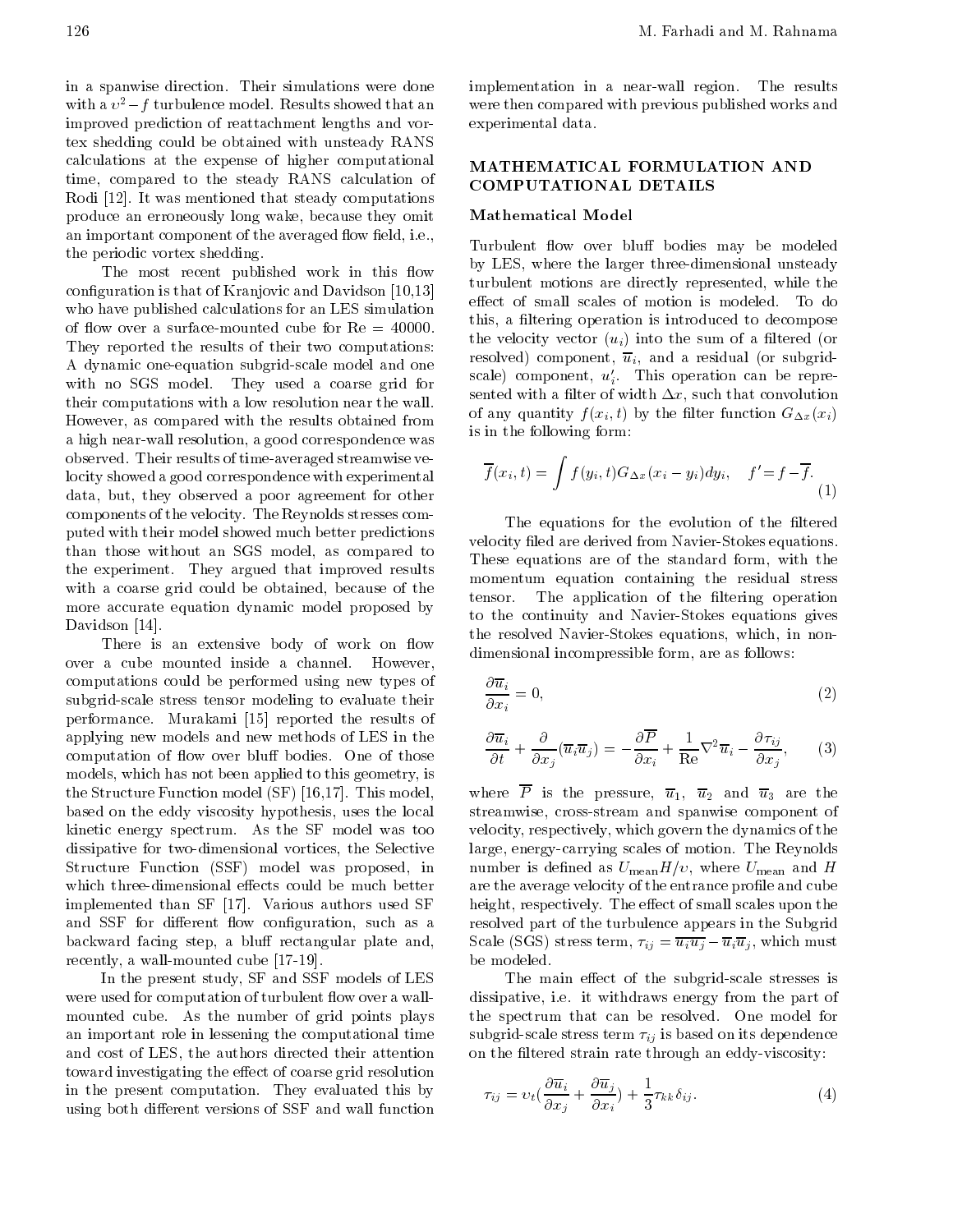in a spanwise direction. Their simulations were done with a $v^2 - f$ turbulence model. Results showed that an improved prediction of reattachment lengths and vortex shedding could be obtained with unsteady RANS calculations at the expense of higher computational time, compared to the steady RANS calculation of Rodi [12]. It was mentioned that steady computations produce an erroneously long wake, because they omit an important component of the averaged flow field, i.e., the periodic vortex shedding.

The most recent published work in this flow configuration is that of Kranjovic and Davidson [10,13] who have published calculations for an LES simulation of flow over a surface-mounted cube for Re = 40000. They reported the results of their two computations: A dynamic one-equation subgrid-scale model and one with no SGS model. They used a coarse grid for their computations with a low resolution near the wall. However, as compared with the results obtained from a high near-wall resolution, a good correspondence was observed. Their results of time-averaged streamwise velocity showed a good correspondence with experimental data, but, they observed a poor agreement for other components of the velocity. The Reynolds stresses computed with their model showed much better predictions than those without an SGS model, as compared to the experiment. They argued that improved results with a coarse grid could be obtained, because of the more accurate equation dynamic model proposed by Davidson [14].

There is an extensive body of work on flow over a cube mounted inside a channel. However, computations could be performed using new types of subgrid-scale stress tensor modeling to evaluate their performance. Murakami [15] reported the results of applying new models and new methods of LES in the computation of flow over bluff bodies. One of those models, which has not been applied to this geometry, is the Structure Function model (SF) [16,17]. This model, based on the eddy viscosity hypothesis, uses the local kinetic energy spectrum. As the SF model was too dissipative for two-dimensional vortices, the Selective Structure Function (SSF) model was proposed, in which three-dimensional effects could be much better implemented than SF [17]. Various authors used SF and SSF for different flow configuration, such as a backward facing step, a bluff rectangular plate and, recently, a wall-mounted cube [17-19].

In the present study, SF and SSF models of LES were used for computation of turbulent flow over a wall-mounted cube. As the number of grid points plays an important role in lessening the computational time and cost of LES, the authors directed their attention toward investigating the effect of coarse grid resolution in the present computation. They evaluated this by using both different versions of SSF and wall function implementation in a near-wall region. The results were then compared with previous published works and experimental data.

## MATHEMATICAL FORMULATION AND COMPUTATIONAL DETAILS

### Mathematical Model

Turbulent flow over bluff bodies may be modeled by LES, where the larger three-dimensional unsteady turbulent motions are directly represented, while the effect of small scales of motion is modeled. To do this, a filtering operation is introduced to decompose the velocity vector ($u_i$) into the sum of a filtered (or resolved) component, $\overline{u}_i$, and a residual (or subgrid-scale) component, $u'_i$. This operation can be represented with a filter of width $\Delta x$, such that convolution of any quantity $f(x_i, t)$ by the filter function $G_{\Delta x}(x_i)$ is in the following form:

$$\overline{f}(x_i, t) = \int f(y_i, t) G_{\Delta x}(x_i - y_i) dy_i, \quad f' = f - \overline{f}. \tag{1}$$

The equations for the evolution of the filtered velocity filed are derived from Navier-Stokes equations. These equations are of the standard form, with the momentum equation containing the residual stress tensor. The application of the filtering operation to the continuity and Navier-Stokes equations gives the resolved Navier-Stokes equations, which, in non-dimensional incompressible form, are as follows:

$$\frac{\partial \overline{u}_i}{\partial x_i} = 0, \tag{2}$$

$$\frac{\partial \overline{u}_i}{\partial t} + \frac{\partial}{\partial x_j}(\overline{u}_i \overline{u}_j) = -\frac{\partial \overline{P}}{\partial x_i} + \frac{1}{\mathrm{Re}} \nabla^2 \overline{u}_i - \frac{\partial \tau_{ij}}{\partial x_j}, \tag{3}$$

where $\overline{P}$ is the pressure, $\overline{u}_1$, $\overline{u}_2$ and $\overline{u}_3$ are the streamwise, cross-stream and spanwise component of velocity, respectively, which govern the dynamics of the large, energy-carrying scales of motion. The Reynolds number is defined as $U_{\text{mean}} H / \upsilon$, where $U_{\text{mean}}$ and $H$ are the average velocity of the entrance profile and cube height, respectively. The effect of small scales upon the resolved part of the turbulence appears in the Subgrid Scale (SGS) stress term, $\tau_{ij} = \overline{u_i u_j} - \overline{u}_i \overline{u}_j$, which must be modeled.

The main effect of the subgrid-scale stresses is dissipative, i.e. it withdraws energy from the part of the spectrum that can be resolved. One model for subgrid-scale stress term $\tau_{ij}$ is based on its dependence on the filtered strain rate through an eddy-viscosity:

$$\tau_{ij} = \upsilon_t \left(\frac{\partial \overline{u}_i}{\partial x_j} + \frac{\partial \overline{u}_j}{\partial x_i}\right) + \frac{1}{3} \tau_{kk} \delta_{ij}. \tag{4}$$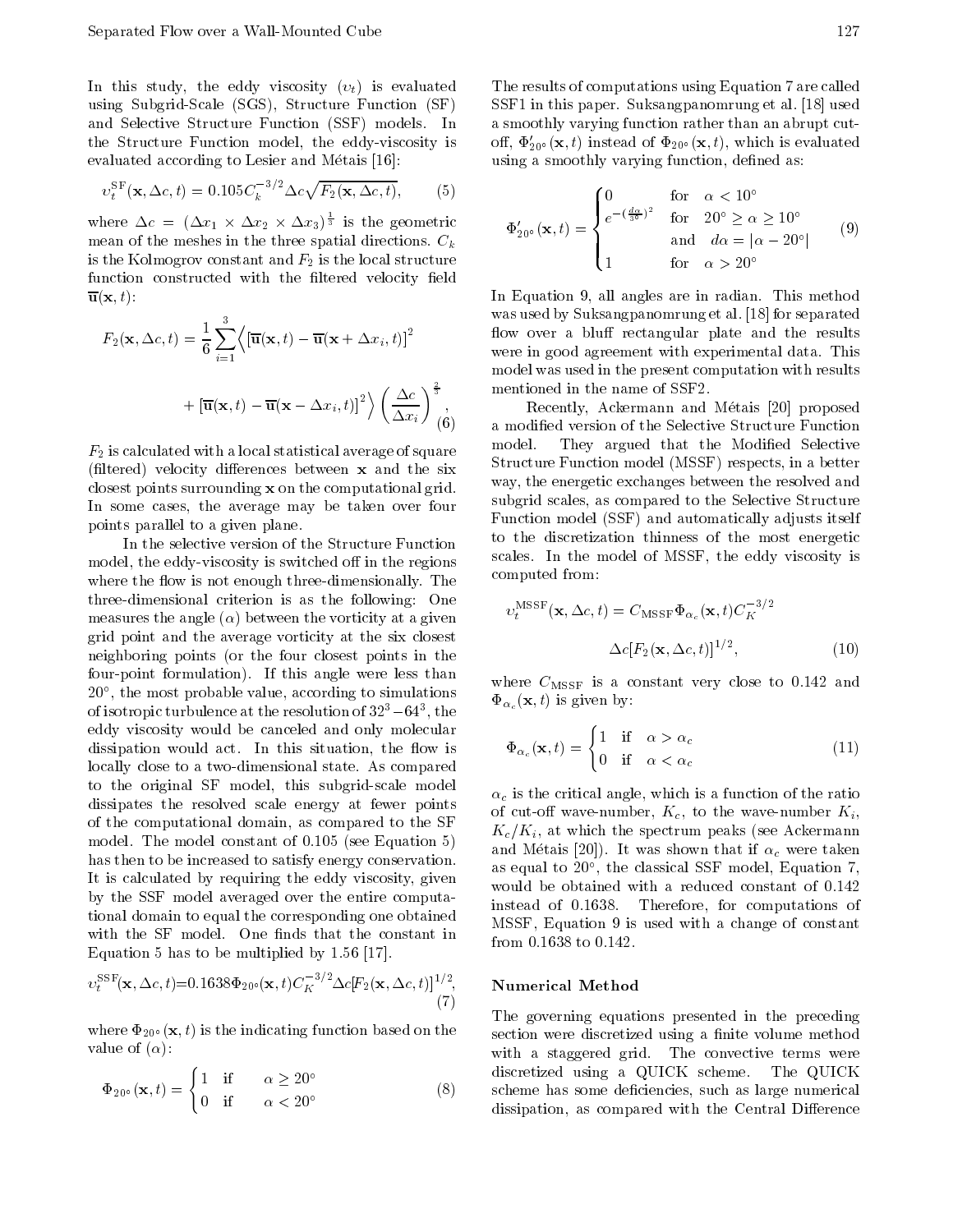In this study, the eddy viscosity ($\upsilon_t$) is evaluated using Subgrid-Scale (SGS), Structure Function (SF) and Selective Structure Function (SSF) models. In the Structure Function model, the eddy-viscosity is evaluated according to Lesier and Métais [16]:

$$\upsilon_t^{\mathrm{SF}}(\mathbf{x}, \Delta c, t) = 0.105 C_k^{-3/2} \Delta c \sqrt{F_2(\mathbf{x}, \Delta c, t)}, \tag{5}$$

where $\Delta c = (\Delta x_1 \times \Delta x_2 \times \Delta x_3)^{\frac{1}{3}}$ is the geometric mean of the meshes in the three spatial directions. $C_k$ is the Kolmogrov constant and $F_2$ is the local structure function constructed with the filtered velocity field $\overline{\mathbf{u}}(\mathbf{x}, t)$:

$$F_2(\mathbf{x}, \Delta c, t) = \frac{1}{6} \sum_{i=1}^{3} \Big\langle [\overline{\mathbf{u}}(\mathbf{x}, t) - \overline{\mathbf{u}}(\mathbf{x} + \Delta x_i, t)]^2 + [\overline{\mathbf{u}}(\mathbf{x}, t) - \overline{\mathbf{u}}(\mathbf{x} - \Delta x_i, t)]^2 \Big\rangle \left(\frac{\Delta c}{\Delta x_i}\right)^{\frac{2}{3}}, \tag{6}$$

$F_2$ is calculated with a local statistical average of square (filtered) velocity differences between $\mathbf{x}$ and the six closest points surrounding $\mathbf{x}$ on the computational grid. In some cases, the average may be taken over four points parallel to a given plane.

In the selective version of the Structure Function model, the eddy-viscosity is switched off in the regions where the flow is not enough three-dimensionally. The three-dimensional criterion is as the following: One measures the angle ($\alpha$) between the vorticity at a given grid point and the average vorticity at the six closest neighboring points (or the four closest points in the four-point formulation). If this angle were less than $20°$, the most probable value, according to simulations of isotropic turbulence at the resolution of $32^3 - 64^3$, the eddy viscosity would be canceled and only molecular dissipation would act. In this situation, the flow is locally close to a two-dimensional state. As compared to the original SF model, this subgrid-scale model dissipates the resolved scale energy at fewer points of the computational domain, as compared to the SF model. The model constant of 0.105 (see Equation 5) has then to be increased to satisfy energy conservation. It is calculated by requiring the eddy viscosity, given by the SSF model averaged over the entire computational domain to equal the corresponding one obtained with the SF model. One finds that the constant in Equation 5 has to be multiplied by 1.56 [17].

$$\upsilon_t^{\mathrm{SSF}}(\mathbf{x}, \Delta c, t) = 0.1638 \Phi_{20°}(\mathbf{x}, t) C_K^{-3/2} \Delta c [F_2(\mathbf{x}, \Delta c, t)]^{1/2}, \tag{7}$$

where $\Phi_{20°}(\mathbf{x}, t)$ is the indicating function based on the value of ($\alpha$):

$$\Phi_{20°}(\mathbf{x}, t) = \begin{cases} 1 & \text{if} \quad \alpha \geq 20° \\ 0 & \text{if} \quad \alpha < 20° \end{cases} \tag{8}$$

The results of computations using Equation 7 are called SSF1 in this paper. Suksangpanomrung et al. [18] used a smoothly varying function rather than an abrupt cut-off, $\Phi'_{20°}(\mathbf{x}, t)$ instead of $\Phi_{20°}(\mathbf{x}, t)$, which is evaluated using a smoothly varying function, defined as:

$$\Phi'_{20°}(\mathbf{x}, t) = \begin{cases} 0 & \text{for} \quad \alpha < 10° \\ e^{-(\frac{d\alpha}{5°})^2} & \text{for} \quad 20° \geq \alpha \geq 10° \\ & \text{and} \quad d\alpha = |\alpha - 20°| \\ 1 & \text{for} \quad \alpha > 20° \end{cases} \tag{9}$$

In Equation 9, all angles are in radian. This method was used by Suksangpanomrung et al. [18] for separated flow over a bluff rectangular plate and the results were in good agreement with experimental data. This model was used in the present computation with results mentioned in the name of SSF2.

Recently, Ackermann and Métais [20] proposed a modified version of the Selective Structure Function model. They argued that the Modified Selective Structure Function model (MSSF) respects, in a better way, the energetic exchanges between the resolved and subgrid scales, as compared to the Selective Structure Function model (SSF) and automatically adjusts itself to the discretization thinness of the most energetic scales. In the model of MSSF, the eddy viscosity is computed from:

$$\upsilon_t^{\mathrm{MSSF}}(\mathbf{x}, \Delta c, t) = C_{\mathrm{MSSF}} \Phi_{\alpha_c}(\mathbf{x}, t) C_K^{-3/2} \Delta c [F_2(\mathbf{x}, \Delta c, t)]^{1/2}, \tag{10}$$

where $C_{\mathrm{MSSF}}$ is a constant very close to 0.142 and $\Phi_{\alpha_c}(\mathbf{x}, t)$ is given by:

$$\Phi_{\alpha_c}(\mathbf{x}, t) = \begin{cases} 1 & \text{if} \quad \alpha > \alpha_c \\ 0 & \text{if} \quad \alpha < \alpha_c \end{cases} \tag{11}$$

$\alpha_c$ is the critical angle, which is a function of the ratio of cut-off wave-number, $K_c$, to the wave-number $K_i$, $K_c/K_i$, at which the spectrum peaks (see Ackermann and Métais [20]). It was shown that if $\alpha_c$ were taken as equal to $20°$, the classical SSF model, Equation 7, would be obtained with a reduced constant of 0.142 instead of 0.1638. Therefore, for computations of MSSF, Equation 9 is used with a change of constant from 0.1638 to 0.142.

## Numerical Method

The governing equations presented in the preceding section were discretized using a finite volume method with a staggered grid. The convective terms were discretized using a QUICK scheme. The QUICK scheme has some deficiencies, such as large numerical dissipation, as compared with the Central Difference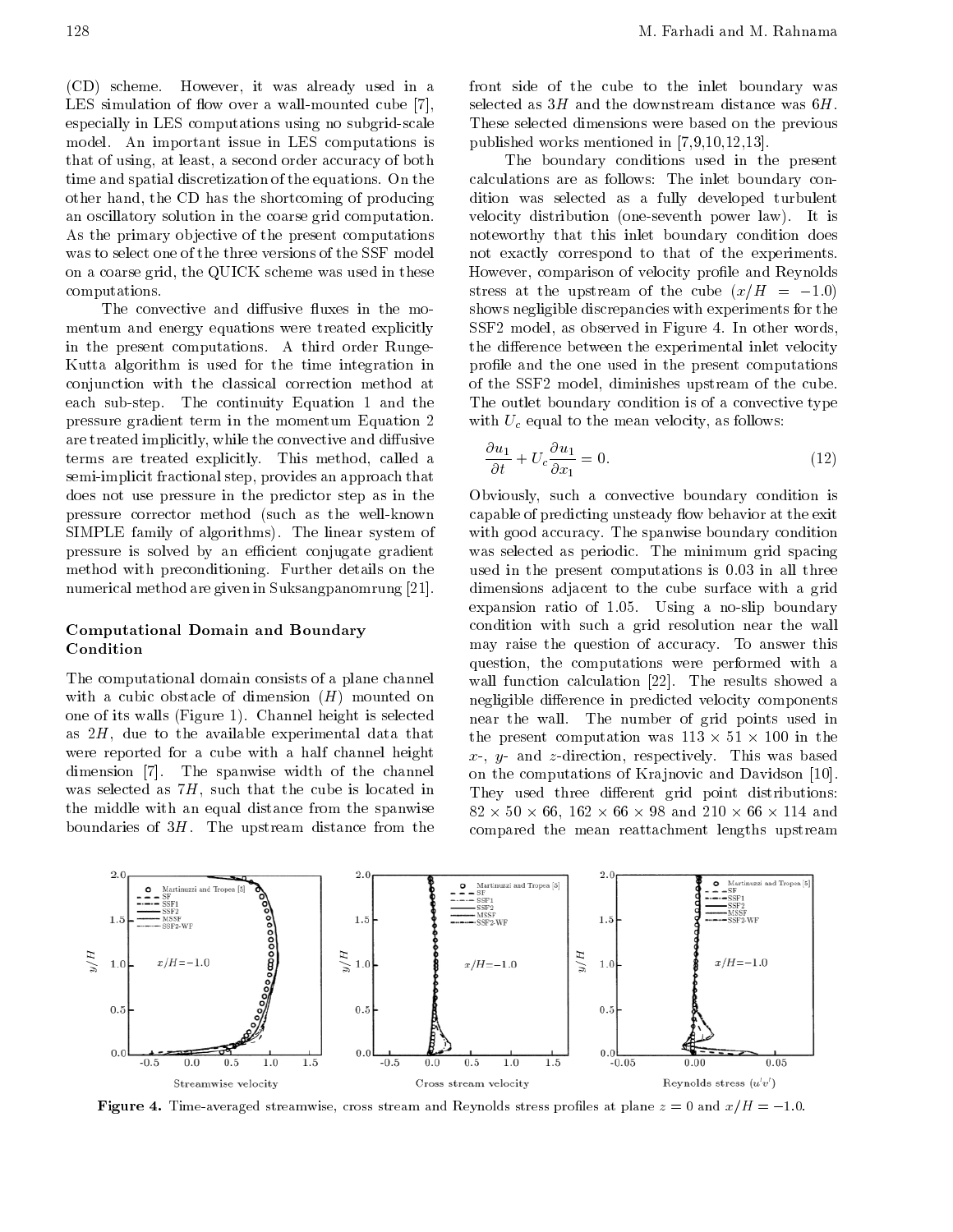(CD) scheme. However, it was already used in a LES simulation of flow over a wall-mounted cube [7], especially in LES computations using no subgrid-scale model. An important issue in LES computations is that of using, at least, a second order accuracy of both time and spatial discretization of the equations. On the other hand, the CD has the shortcoming of producing an oscillatory solution in the coarse grid computation. As the primary objective of the present computations was to select one of the three versions of the SSF model on a coarse grid, the QUICK scheme was used in these computations.

The convective and diffusive fluxes in the momentum and energy equations were treated explicitly in the present computations. A third order Runge-Kutta algorithm is used for the time integration in conjunction with the classical correction method at each sub-step. The continuity Equation 1 and the pressure gradient term in the momentum Equation 2 are treated implicitly, while the convective and diffusive terms are treated explicitly. This method, called a semi-implicit fractional step, provides an approach that does not use pressure in the predictor step as in the pressure corrector method (such as the well-known SIMPLE family of algorithms). The linear system of pressure is solved by an efficient conjugate gradient method with preconditioning. Further details on the numerical method are given in Suksangpanomrung [21].

## Computational Domain and Boundary Condition

The computational domain consists of a plane channel with a cubic obstacle of dimension ($H$) mounted on one of its walls (Figure 1). Channel height is selected as $2H$, due to the available experimental data that were reported for a cube with a half channel height dimension [7]. The spanwise width of the channel was selected as $7H$, such that the cube is located in the middle with an equal distance from the spanwise boundaries of $3H$. The upstream distance from the front side of the cube to the inlet boundary was selected as $3H$ and the downstream distance was $6H$. These selected dimensions were based on the previous published works mentioned in [7,9,10,12,13].

The boundary conditions used in the present calculations are as follows: The inlet boundary condition was selected as a fully developed turbulent velocity distribution (one-seventh power law). It is noteworthy that this inlet boundary condition does not exactly correspond to that of the experiments. However, comparison of velocity profile and Reynolds stress at the upstream of the cube ($x/H = -1.0$) shows negligible discrepancies with experiments for the SSF2 model, as observed in Figure 4. In other words, the difference between the experimental inlet velocity profile and the one used in the present computations of the SSF2 model, diminishes upstream of the cube. The outlet boundary condition is of a convective type with $U_c$ equal to the mean velocity, as follows:

$$\frac{\partial u_1}{\partial t} + U_c \frac{\partial u_1}{\partial x_1} = 0. \tag{12}$$

Obviously, such a convective boundary condition is capable of predicting unsteady flow behavior at the exit with good accuracy. The spanwise boundary condition was selected as periodic. The minimum grid spacing used in the present computations is 0.03 in all three dimensions adjacent to the cube surface with a grid expansion ratio of 1.05. Using a no-slip boundary condition with such a grid resolution near the wall may raise the question of accuracy. To answer this question, the computations were performed with a wall function calculation [22]. The results showed a negligible difference in predicted velocity components near the wall. The number of grid points used in the present computation was $113 \times 51 \times 100$ in the $x$-, $y$- and $z$-direction, respectively. This was based on the computations of Krajnovic and Davidson [10]. They used three different grid point distributions: $82 \times 50 \times 66$, $162 \times 66 \times 98$ and $210 \times 66 \times 114$ and compared the mean reattachment lengths upstream

**Figure 4.** Time-averaged streamwise, cross stream and Reynolds stress profiles at plane $z = 0$ and $x/H = -1.0$.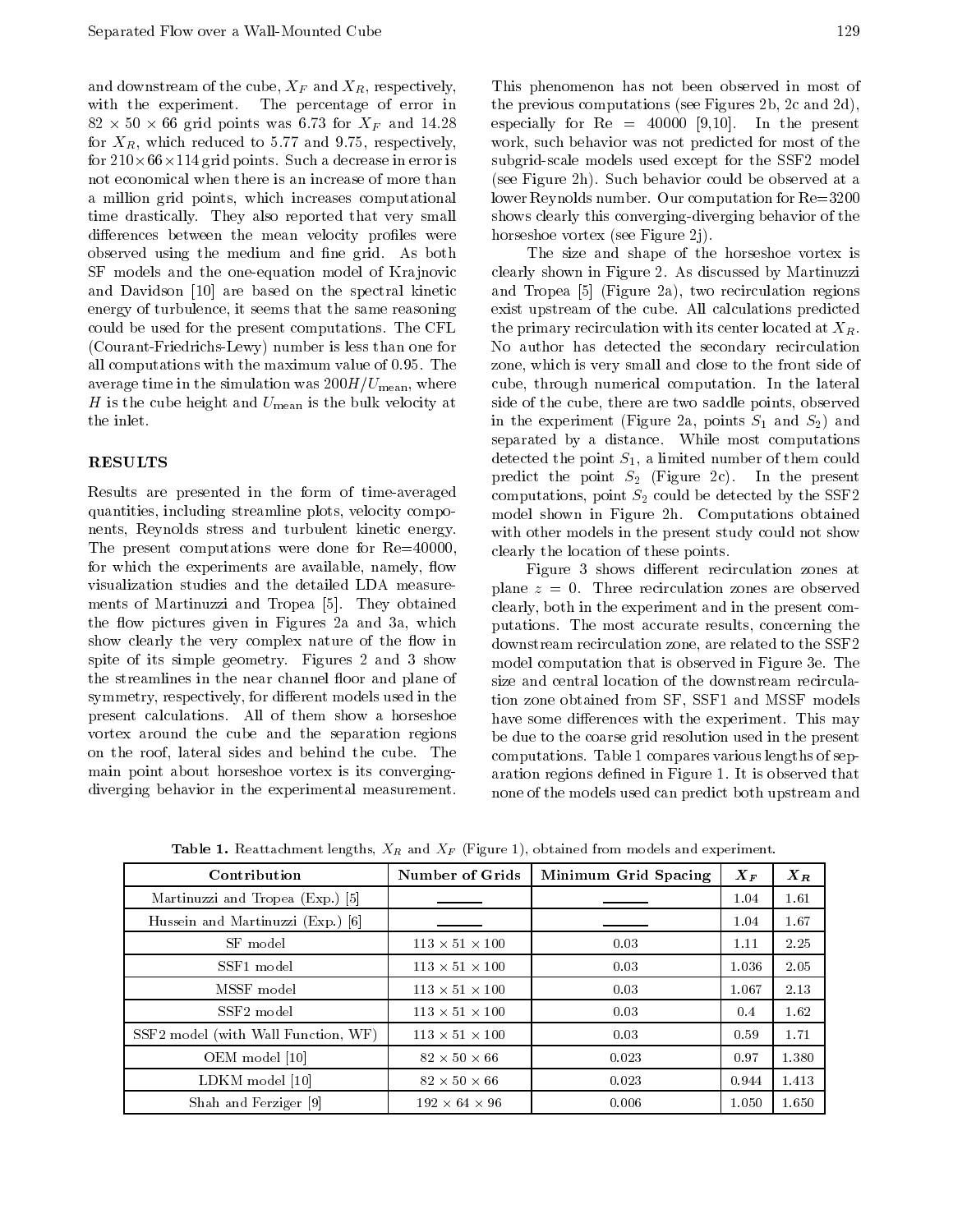and downstream of the cube, $X_F$ and $X_R$, respectively, with the experiment. The percentage of error in $82 \times 50 \times 66$ grid points was 6.73 for $X_F$ and 14.28 for $X_R$, which reduced to 5.77 and 9.75, respectively, for $210 \times 66 \times 114$ grid points. Such a decrease in error is not economical when there is an increase of more than a million grid points, which increases computational time drastically. They also reported that very small differences between the mean velocity profiles were observed using the medium and fine grid. As both SF models and the one-equation model of Krajnovic and Davidson [10] are based on the spectral kinetic energy of turbulence, it seems that the same reasoning could be used for the present computations. The CFL (Courant-Friedrichs-Lewy) number is less than one for all computations with the maximum value of 0.95. The average time in the simulation was $200H/U_{\text{mean}}$, where $H$ is the cube height and $U_{\text{mean}}$ is the bulk velocity at the inlet.

## RESULTS

Results are presented in the form of time-averaged quantities, including streamline plots, velocity components, Reynolds stress and turbulent kinetic energy. The present computations were done for Re=40000, for which the experiments are available, namely, flow visualization studies and the detailed LDA measurements of Martinuzzi and Tropea [5]. They obtained the flow pictures given in Figures 2a and 3a, which show clearly the very complex nature of the flow in spite of its simple geometry. Figures 2 and 3 show the streamlines in the near channel floor and plane of symmetry, respectively, for different models used in the present calculations. All of them show a horseshoe vortex around the cube and the separation regions on the roof, lateral sides and behind the cube. The main point about horseshoe vortex is its converging-diverging behavior in the experimental measurement. This phenomenon has not been observed in most of the previous computations (see Figures 2b, 2c and 2d), especially for Re = 40000 [9,10]. In the present work, such behavior was not predicted for most of the subgrid-scale models used except for the SSF2 model (see Figure 2h). Such behavior could be observed at a lower Reynolds number. Our computation for Re=3200 shows clearly this converging-diverging behavior of the horseshoe vortex (see Figure 2j).

The size and shape of the horseshoe vortex is clearly shown in Figure 2. As discussed by Martinuzzi and Tropea [5] (Figure 2a), two recirculation regions exist upstream of the cube. All calculations predicted the primary recirculation with its center located at $X_R$. No author has detected the secondary recirculation zone, which is very small and close to the front side of cube, through numerical computation. In the lateral side of the cube, there are two saddle points, observed in the experiment (Figure 2a, points $S_1$ and $S_2$) and separated by a distance. While most computations detected the point $S_1$, a limited number of them could predict the point $S_2$ (Figure 2c). In the present computations, point $S_2$ could be detected by the SSF2 model shown in Figure 2h. Computations obtained with other models in the present study could not show clearly the location of these points.

Figure 3 shows different recirculation zones at plane $z = 0$. Three recirculation zones are observed clearly, both in the experiment and in the present computations. The most accurate results, concerning the downstream recirculation zone, are related to the SSF2 model computation that is observed in Figure 3e. The size and central location of the downstream recirculation zone obtained from SF, SSF1 and MSSF models have some differences with the experiment. This may be due to the coarse grid resolution used in the present computations. Table 1 compares various lengths of separation regions defined in Figure 1. It is observed that none of the models used can predict both upstream and

**Table 1.** Reattachment lengths, $X_R$ and $X_F$ (Figure 1), obtained from models and experiment.

| Contribution | Number of Grids | Minimum Grid Spacing | $X_F$ | $X_R$ |
|---|---|---|---|---|
| Martinuzzi and Tropea (Exp.) [5] | ——— | ——— | 1.04 | 1.61 |
| Hussein and Martinuzzi (Exp.) [6] | ——— | ——— | 1.04 | 1.67 |
| SF model | $113 \times 51 \times 100$ | 0.03 | 1.11 | 2.25 |
| SSF1 model | $113 \times 51 \times 100$ | 0.03 | 1.036 | 2.05 |
| MSSF model | $113 \times 51 \times 100$ | 0.03 | 1.067 | 2.13 |
| SSF2 model | $113 \times 51 \times 100$ | 0.03 | 0.4 | 1.62 |
| SSF2 model (with Wall Function, WF) | $113 \times 51 \times 100$ | 0.03 | 0.59 | 1.71 |
| OEM model [10] | $82 \times 50 \times 66$ | 0.023 | 0.97 | 1.380 |
| LDKM model [10] | $82 \times 50 \times 66$ | 0.023 | 0.944 | 1.413 |
| Shah and Ferziger [9] | $192 \times 64 \times 96$ | 0.006 | 1.050 | 1.650 |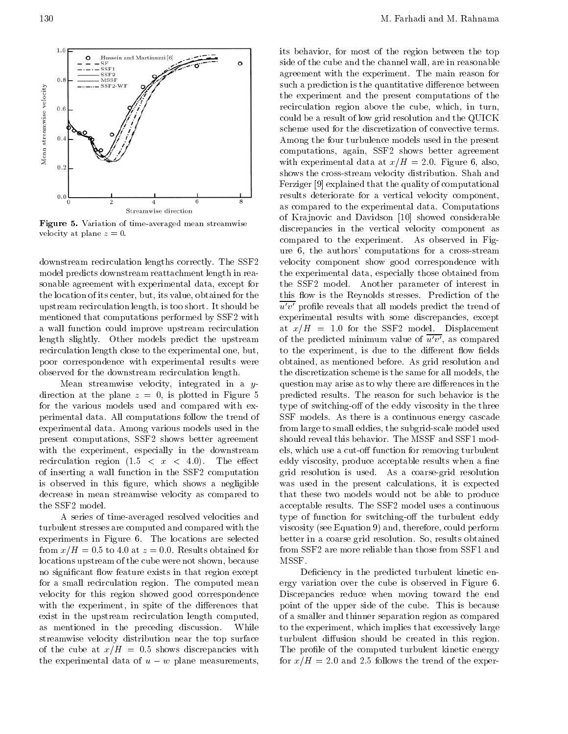Figure 5. Variation of time-averaged mean streamwise velocity at plane $z = 0$.

downstream recirculation lengths correctly. The SSF2 model predicts downstream reattachment length in reasonable agreement with experimental data, except for the location of its center, but, its value, obtained for the upstream recirculation length, is too short. It should be mentioned that computations performed by SSF2 with a wall function could improve upstream recirculation length slightly. Other models predict the upstream recirculation length close to the experimental one, but, poor correspondence with experimental results were observed for the downstream recirculation length.

Mean streamwise velocity, integrated in a $y$-direction at the plane $z = 0$, is plotted in Figure 5 for the various models used and compared with experimental data. All computations follow the trend of experimental data. Among various models used in the present computations, SSF2 shows better agreement with the experiment, especially in the downstream recirculation region ($1.5 < x < 4.0$). The effect of inserting a wall function in the SSF2 computation is observed in this figure, which shows a negligible decrease in mean streamwise velocity as compared to the SSF2 model.

A series of time-averaged resolved velocities and turbulent stresses are computed and compared with the experiments in Figure 6. The locations are selected from $x/H = 0.5$ to 4.0 at $z = 0.0$. Results obtained for locations upstream of the cube were not shown, because no significant flow feature exists in that region except for a small recirculation region. The computed mean velocity for this region showed good correspondence with the experiment, in spite of the differences that exist in the upstream recirculation length computed, as mentioned in the preceding discussion. While streamwise velocity distribution near the top surface of the cube at $x/H = 0.5$ shows discrepancies with the experimental data of $u - w$ plane measurements, its behavior, for most of the region between the top side of the cube and the channel wall, are in reasonable agreement with the experiment. The main reason for such a prediction is the quantitative difference between the experiment and the present computations of the recirculation region above the cube, which, in turn, could be a result of low grid resolution and the QUICK scheme used for the discretization of convective terms. Among the four turbulence models used in the present computations, again, SSF2 shows better agreement with experimental data at $x/H = 2.0$. Figure 6, also, shows the cross-stream velocity distribution. Shah and Ferziger [9] explained that the quality of computational results deteriorate for a vertical velocity component, as compared to the experimental data. Computations of Krajnovic and Davidson [10] showed considerable discrepancies in the vertical velocity component as compared to the experiment. As observed in Figure 6, the authors' computations for a cross-stream velocity component show good correspondence with the experimental data, especially those obtained from the SSF2 model. Another parameter of interest in this flow is the Reynolds stresses. Prediction of the $\overline{u'v'}$ profile reveals that all models predict the trend of experimental results with some discrepancies, except at $x/H = 1.0$ for the SSF2 model. Displacement of the predicted minimum value of $\overline{u'v'}$, as compared to the experiment, is due to the different flow fields obtained, as mentioned before. As grid resolution and the discretization scheme is the same for all models, the question may arise as to why there are differences in the predicted results. The reason for such behavior is the type of switching-off of the eddy viscosity in the three SSF models. As there is a continuous energy cascade from large to small eddies, the subgrid-scale model used should reveal this behavior. The MSSF and SSF1 models, which use a cut-off function for removing turbulent eddy viscosity, produce acceptable results when a fine grid resolution is used. As a coarse-grid resolution was used in the present calculations, it is expected that these two models would not be able to produce acceptable results. The SSF2 model uses a continuous type of function for switching-off the turbulent eddy viscosity (see Equation 9) and, therefore, could perform better in a coarse grid resolution. So, results obtained from SSF2 are more reliable than those from SSF1 and MSSF.

Deficiency in the predicted turbulent kinetic energy variation over the cube is observed in Figure 6. Discrepancies reduce when moving toward the end point of the upper side of the cube. This is because of a smaller and thinner separation region as compared to the experiment, which implies that excessively large turbulent diffusion should be created in this region. The profile of the computed turbulent kinetic energy for $x/H = 2.0$ and 2.5 follows the trend of the exper-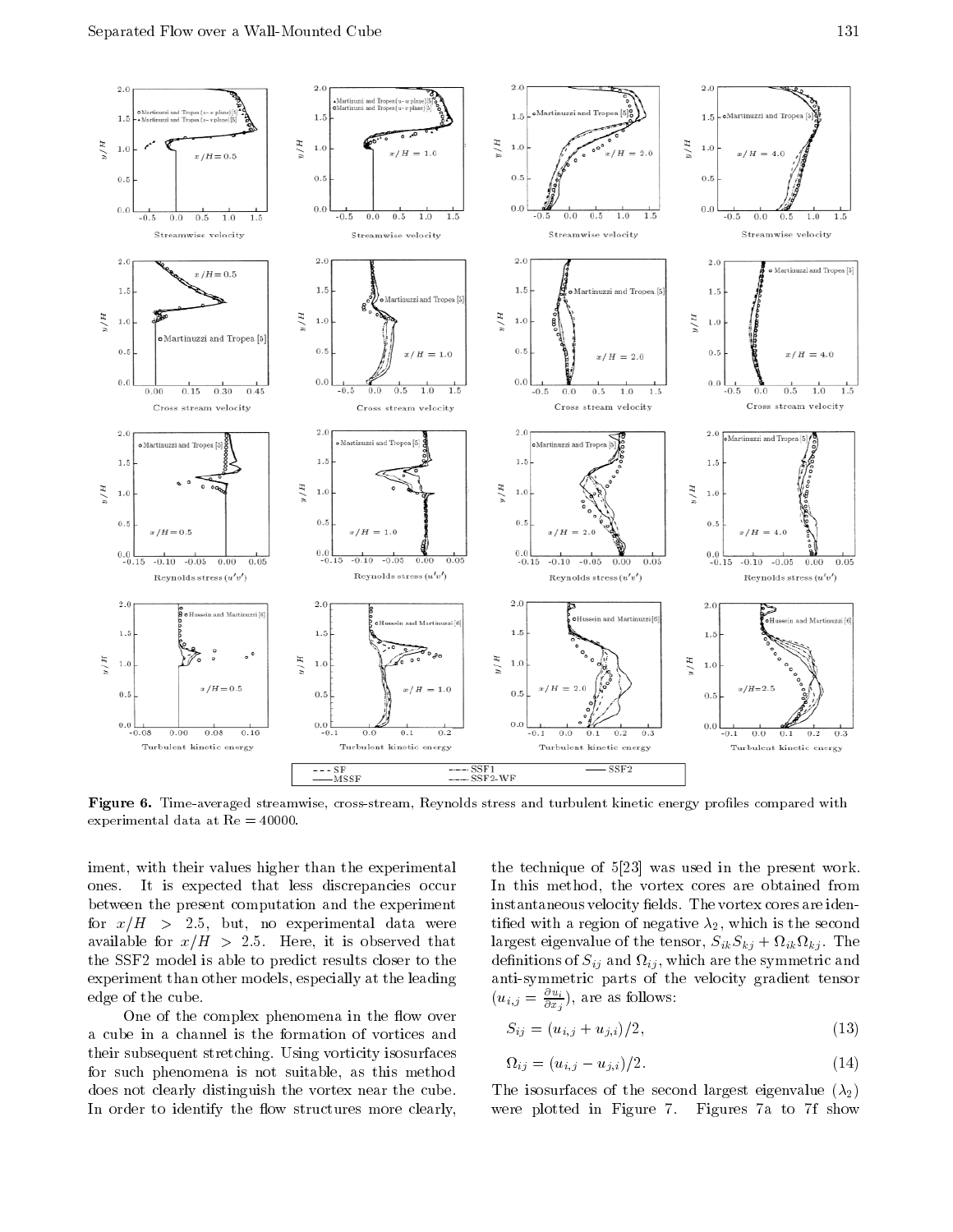**Figure 6.** Time-averaged streamwise, cross-stream, Reynolds stress and turbulent kinetic energy profiles compared with experimental data at Re = 40000.

iment, with their values higher than the experimental ones. It is expected that less discrepancies occur between the present computation and the experiment for $x/H > 2.5$, but, no experimental data were available for $x/H > 2.5$. Here, it is observed that the SSF2 model is able to predict results closer to the experiment than other models, especially at the leading edge of the cube.

One of the complex phenomena in the flow over a cube in a channel is the formation of vortices and their subsequent stretching. Using vorticity isosurfaces for such phenomena is not suitable, as this method does not clearly distinguish the vortex near the cube. In order to identify the flow structures more clearly, the technique of 5[23] was used in the present work. In this method, the vortex cores are obtained from instantaneous velocity fields. The vortex cores are identified with a region of negative $\lambda_2$, which is the second largest eigenvalue of the tensor, $S_{ik}S_{kj} + \Omega_{ik}\Omega_{kj}$. The definitions of $S_{ij}$ and $\Omega_{ij}$, which are the symmetric and anti-symmetric parts of the velocity gradient tensor ($u_{i,j} = \frac{\partial u_i}{\partial x_j}$), are as follows:

$$S_{ij} = (u_{i,j} + u_{j,i})/2, \tag{13}$$

$$\Omega_{ij} = (u_{i,j} - u_{j,i})/2. \tag{14}$$

The isosurfaces of the second largest eigenvalue ($\lambda_2$) were plotted in Figure 7. Figures 7a to 7f show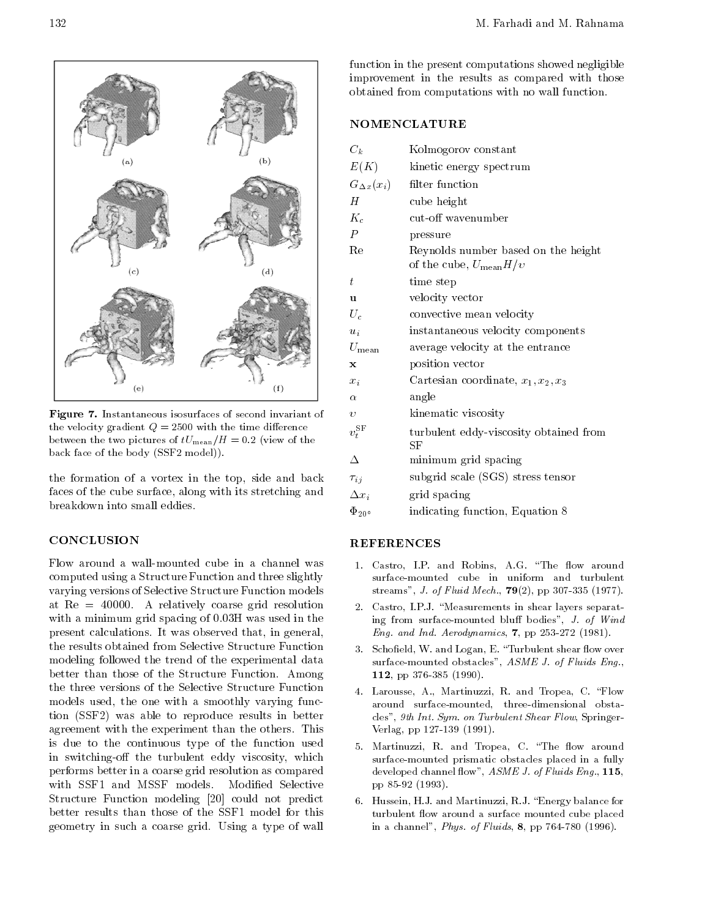Figure 7. Instantaneous isosurfaces of second invariant of the velocity gradient $Q = 2500$ with the time difference between the two pictures of $tU_{\text{mean}}/H = 0.2$ (view of the back face of the body (SSF2 model)).

the formation of a vortex in the top, side and back faces of the cube surface, along with its stretching and breakdown into small eddies.

## CONCLUSION

Flow around a wall-mounted cube in a channel was computed using a Structure Function and three slightly varying versions of Selective Structure Function models at Re = 40000. A relatively coarse grid resolution with a minimum grid spacing of 0.03H was used in the present calculations. It was observed that, in general, the results obtained from Selective Structure Function modeling followed the trend of the experimental data better than those of the Structure Function. Among the three versions of the Selective Structure Function models used, the one with a smoothly varying function (SSF2) was able to reproduce results in better agreement with the experiment than the others. This is due to the continuous type of the function used in switching-off the turbulent eddy viscosity, which performs better in a coarse grid resolution as compared with SSF1 and MSSF models. Modified Selective Structure Function modeling [20] could not predict better results than those of the SSF1 model for this geometry in such a coarse grid. Using a type of wall function in the present computations showed negligible improvement in the results as compared with those obtained from computations with no wall function.

## NOMENCLATURE

| | |
|---|---|
| $C_k$ | Kolmogorov constant |
| $E(K)$ | kinetic energy spectrum |
| $G_{\Delta x}(x_i)$ | filter function |
| $H$ | cube height |
| $K_c$ | cut-off wavenumber |
| $P$ | pressure |
| Re | Reynolds number based on the height of the cube, $U_{\text{mean}}H/\upsilon$ |
| $t$ | time step |
| $\mathbf{u}$ | velocity vector |
| $U_c$ | convective mean velocity |
| $u_i$ | instantaneous velocity components |
| $U_{\text{mean}}$ | average velocity at the entrance |
| $\mathbf{x}$ | position vector |
| $x_i$ | Cartesian coordinate, $x_1, x_2, x_3$ |
| $\alpha$ | angle |
| $\upsilon$ | kinematic viscosity |
| $\upsilon_t^{\text{SF}}$ | turbulent eddy-viscosity obtained from SF |
| $\Delta$ | minimum grid spacing |
| $\tau_{ij}$ | subgrid scale (SGS) stress tensor |
| $\Delta x_i$ | grid spacing |
| $\Phi_{20^\circ}$ | indicating function, Equation 8 |

## REFERENCES

1. Castro, I.P. and Robins, A.G. "The flow around surface-mounted cube in uniform and turbulent streams", *J. of Fluid Mech.*, **79**(2), pp 307-335 (1977).
2. Castro, I.P.J. "Measurements in shear layers separating from surface-mounted bluff bodies", *J. of Wind Eng. and Ind. Aerodynamics*, **7**, pp 253-272 (1981).
3. Schofield, W. and Logan, E. "Turbulent shear flow over surface-mounted obstacles", *ASME J. of Fluids Eng.*, **112**, pp 376-385 (1990).
4. Larousse, A., Martinuzzi, R. and Tropea, C. "Flow around surface-mounted, three-dimensional obstacles", *9th Int. Sym. on Turbulent Shear Flow*, Springer-Verlag, pp 127-139 (1991).
5. Martinuzzi, R. and Tropea, C. "The flow around surface-mounted prismatic obstacles placed in a fully developed channel flow", *ASME J. of Fluids Eng.*, **115**, pp 85-92 (1993).
6. Hussein, H.J. and Martinuzzi, R.J. "Energy balance for turbulent flow around a surface mounted cube placed in a channel", *Phys. of Fluids*, **8**, pp 764-780 (1996).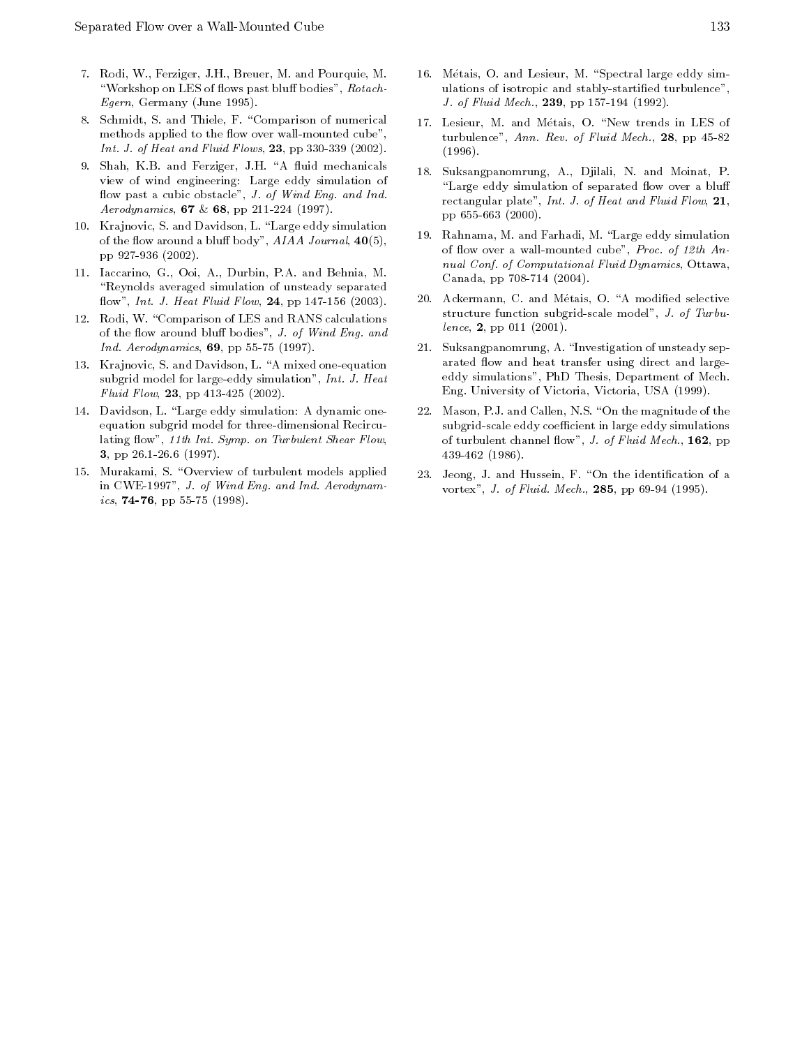7. Rodi, W., Ferziger, J.H., Breuer, M. and Pourquie, M. "Workshop on LES of flows past bluff bodies", *Rotach-Egern*, Germany (June 1995).

8. Schmidt, S. and Thiele, F. "Comparison of numerical methods applied to the flow over wall-mounted cube", *Int. J. of Heat and Fluid Flows*, **23**, pp 330-339 (2002).

9. Shah, K.B. and Ferziger, J.H. "A fluid mechanicals view of wind engineering: Large eddy simulation of flow past a cubic obstacle", *J. of Wind Eng. and Ind. Aerodynamics*, **67** & **68**, pp 211-224 (1997).

10. Krajnovic, S. and Davidson, L. "Large eddy simulation of the flow around a bluff body", *AIAA Journal*, **40**(5), pp 927-936 (2002).

11. Iaccarino, G., Ooi, A., Durbin, P.A. and Behnia, M. "Reynolds averaged simulation of unsteady separated flow", *Int. J. Heat Fluid Flow*, **24**, pp 147-156 (2003).

12. Rodi, W. "Comparison of LES and RANS calculations of the flow around bluff bodies", *J. of Wind Eng. and Ind. Aerodynamics*, **69**, pp 55-75 (1997).

13. Krajnovic, S. and Davidson, L. "A mixed one-equation subgrid model for large-eddy simulation", *Int. J. Heat Fluid Flow*, **23**, pp 413-425 (2002).

14. Davidson, L. "Large eddy simulation: A dynamic one-equation subgrid model for three-dimensional Recirculating flow", *11th Int. Symp. on Turbulent Shear Flow*, **3**, pp 26.1-26.6 (1997).

15. Murakami, S. "Overview of turbulent models applied in CWE-1997", *J. of Wind Eng. and Ind. Aerodynamics*, **74-76**, pp 55-75 (1998).

16. Métais, O. and Lesieur, M. "Spectral large eddy simulations of isotropic and stably-startified turbulence", *J. of Fluid Mech.*, **239**, pp 157-194 (1992).

17. Lesieur, M. and Métais, O. "New trends in LES of turbulence", *Ann. Rev. of Fluid Mech.*, **28**, pp 45-82 (1996).

18. Suksangpanomrung, A., Djilali, N. and Moinat, P. "Large eddy simulation of separated flow over a bluff rectangular plate", *Int. J. of Heat and Fluid Flow*, **21**, pp 655-663 (2000).

19. Rahnama, M. and Farhadi, M. "Large eddy simulation of flow over a wall-mounted cube", *Proc. of 12th Annual Conf. of Computational Fluid Dynamics*, Ottawa, Canada, pp 708-714 (2004).

20. Ackermann, C. and Métais, O. "A modified selective structure function subgrid-scale model", *J. of Turbulence*, **2**, pp 011 (2001).

21. Suksangpanomrung, A. "Investigation of unsteady separated flow and heat transfer using direct and large-eddy simulations", PhD Thesis, Department of Mech. Eng. University of Victoria, Victoria, USA (1999).

22. Mason, P.J. and Callen, N.S. "On the magnitude of the subgrid-scale eddy coefficient in large eddy simulations of turbulent channel flow", *J. of Fluid Mech.*, **162**, pp 439-462 (1986).

23. Jeong, J. and Hussein, F. "On the identification of a vortex", *J. of Fluid. Mech.*, **285**, pp 69-94 (1995).